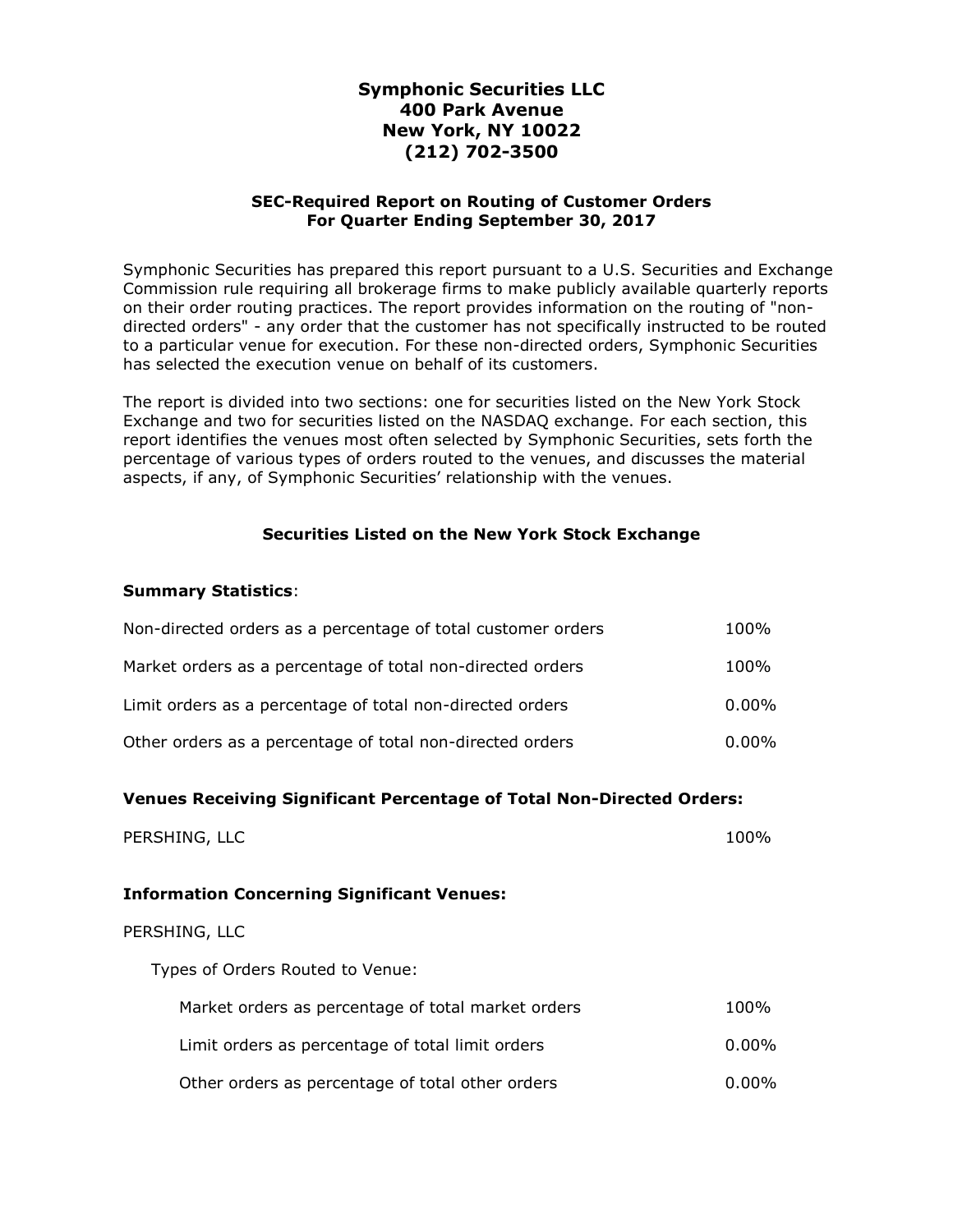**Symphonic Securities LLC**
**400 Park Avenue**
**New York, NY 10022**
**(212) 702-3500**

**SEC-Required Report on Routing of Customer Orders**
**For Quarter Ending September 30, 2017**

Symphonic Securities has prepared this report pursuant to a U.S. Securities and Exchange Commission rule requiring all brokerage firms to make publicly available quarterly reports on their order routing practices. The report provides information on the routing of "non-directed orders" - any order that the customer has not specifically instructed to be routed to a particular venue for execution. For these non-directed orders, Symphonic Securities has selected the execution venue on behalf of its customers.

The report is divided into two sections: one for securities listed on the New York Stock Exchange and two for securities listed on the NASDAQ exchange. For each section, this report identifies the venues most often selected by Symphonic Securities, sets forth the percentage of various types of orders routed to the venues, and discusses the material aspects, if any, of Symphonic Securities' relationship with the venues.

## Securities Listed on the New York Stock Exchange

**Summary Statistics**:

| | |
|---|---|
| Non-directed orders as a percentage of total customer orders | 100% |
| Market orders as a percentage of total non-directed orders | 100% |
| Limit orders as a percentage of total non-directed orders | 0.00% |
| Other orders as a percentage of total non-directed orders | 0.00% |

**Venues Receiving Significant Percentage of Total Non-Directed Orders:**

| | |
|---|---|
| PERSHING, LLC | 100% |

**Information Concerning Significant Venues:**

PERSHING, LLC

Types of Orders Routed to Venue:

| | |
|---|---|
| Market orders as percentage of total market orders | 100% |
| Limit orders as percentage of total limit orders | 0.00% |
| Other orders as percentage of total other orders | 0.00% |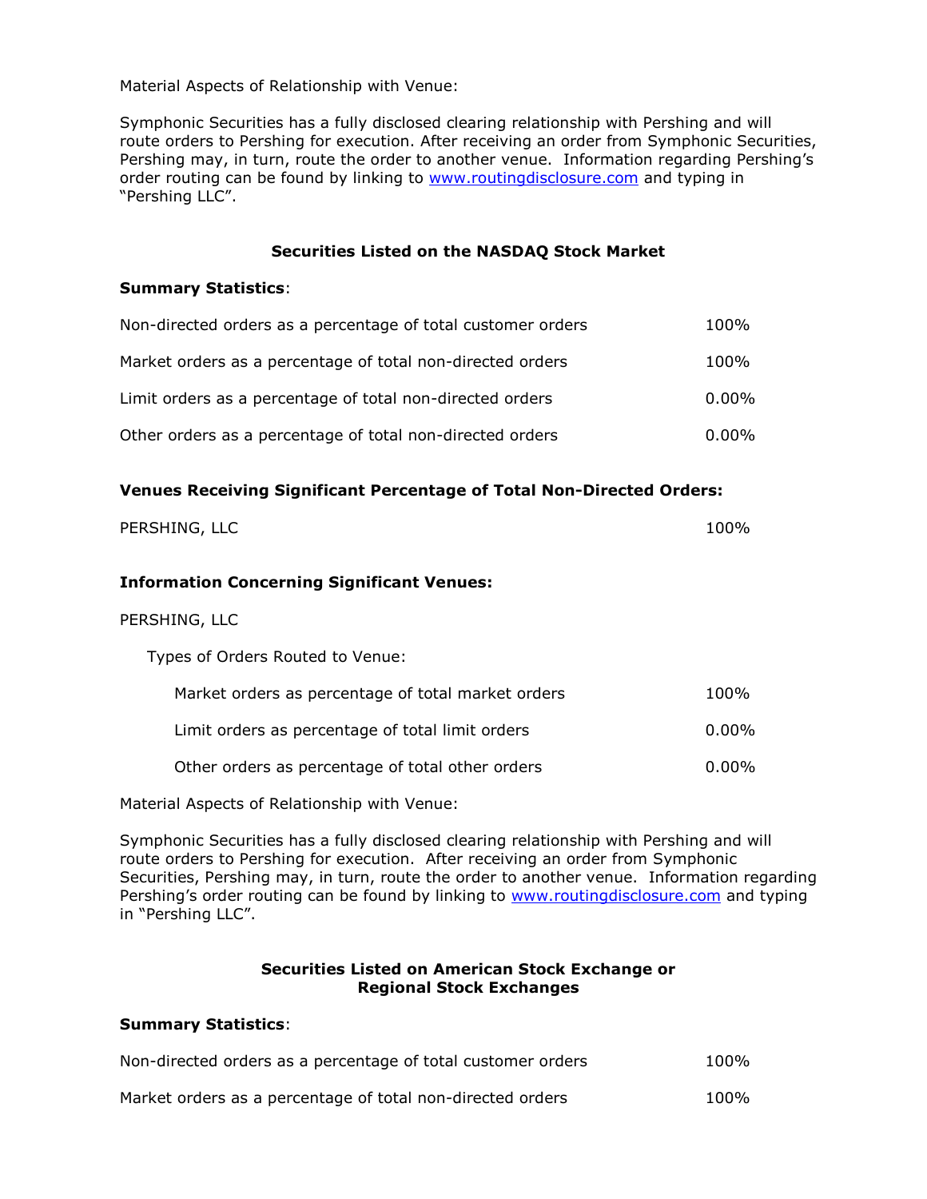Material Aspects of Relationship with Venue:

Symphonic Securities has a fully disclosed clearing relationship with Pershing and will route orders to Pershing for execution. After receiving an order from Symphonic Securities, Pershing may, in turn, route the order to another venue. Information regarding Pershing's order routing can be found by linking to www.routingdisclosure.com and typing in "Pershing LLC".

### Securities Listed on the NASDAQ Stock Market

**Summary Statistics**:

| | |
|---|---|
| Non-directed orders as a percentage of total customer orders | 100% |
| Market orders as a percentage of total non-directed orders | 100% |
| Limit orders as a percentage of total non-directed orders | 0.00% |
| Other orders as a percentage of total non-directed orders | 0.00% |

**Venues Receiving Significant Percentage of Total Non-Directed Orders:**

| | |
|---|---|
| PERSHING, LLC | 100% |

**Information Concerning Significant Venues:**

PERSHING, LLC

Types of Orders Routed to Venue:

| | |
|---|---|
| Market orders as percentage of total market orders | 100% |
| Limit orders as percentage of total limit orders | 0.00% |
| Other orders as percentage of total other orders | 0.00% |

Material Aspects of Relationship with Venue:

Symphonic Securities has a fully disclosed clearing relationship with Pershing and will route orders to Pershing for execution. After receiving an order from Symphonic Securities, Pershing may, in turn, route the order to another venue. Information regarding Pershing's order routing can be found by linking to www.routingdisclosure.com and typing in "Pershing LLC".

### Securities Listed on American Stock Exchange or Regional Stock Exchanges

**Summary Statistics**:

| | |
|---|---|
| Non-directed orders as a percentage of total customer orders | 100% |
| Market orders as a percentage of total non-directed orders | 100% |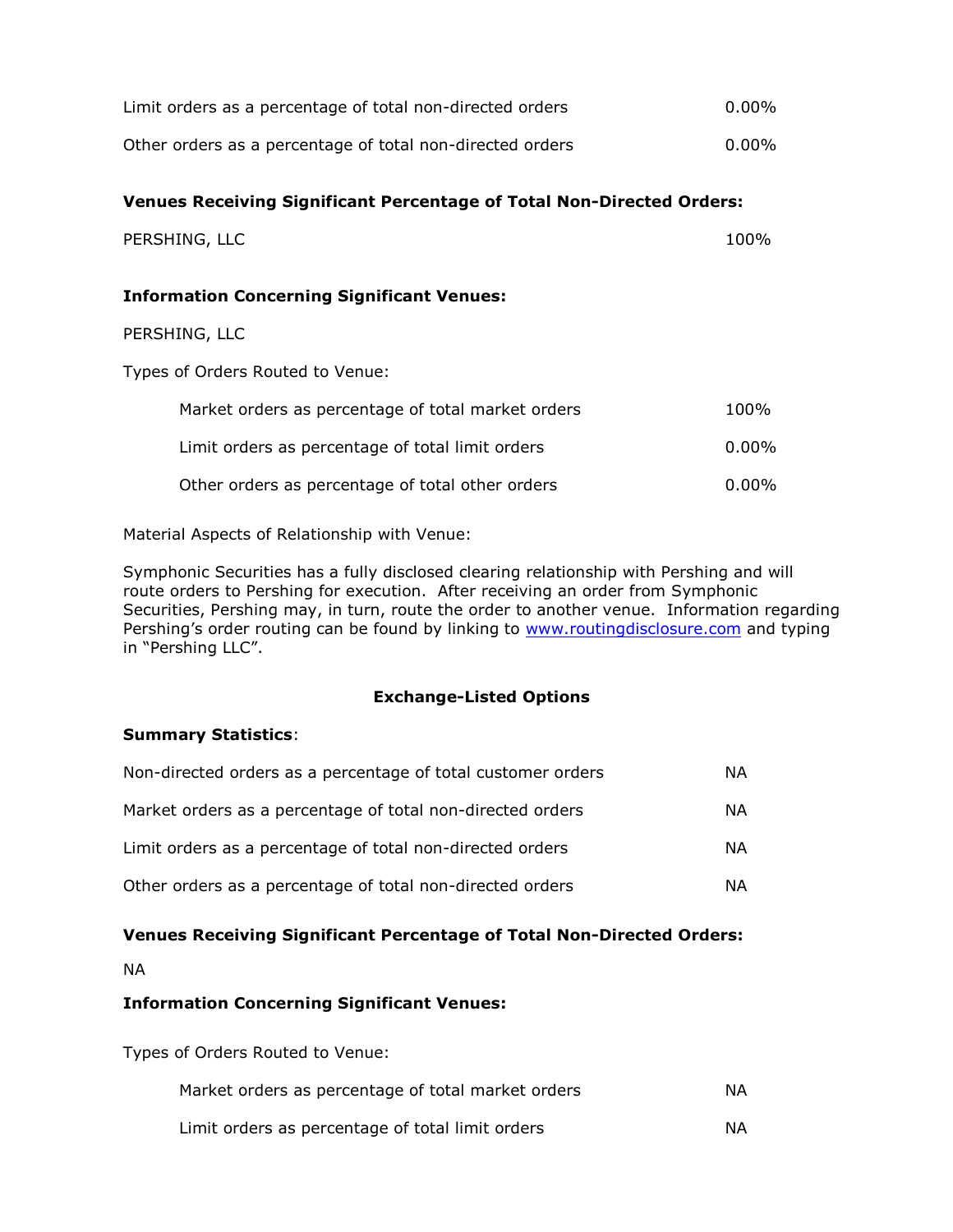| | |
|---|---|
| Limit orders as a percentage of total non-directed orders | 0.00% |
| Other orders as a percentage of total non-directed orders | 0.00% |

**Venues Receiving Significant Percentage of Total Non-Directed Orders:**

| | |
|---|---|
| PERSHING, LLC | 100% |

**Information Concerning Significant Venues:**

PERSHING, LLC

Types of Orders Routed to Venue:

| | |
|---|---|
| Market orders as percentage of total market orders | 100% |
| Limit orders as percentage of total limit orders | 0.00% |
| Other orders as percentage of total other orders | 0.00% |

Material Aspects of Relationship with Venue:

Symphonic Securities has a fully disclosed clearing relationship with Pershing and will route orders to Pershing for execution. After receiving an order from Symphonic Securities, Pershing may, in turn, route the order to another venue. Information regarding Pershing's order routing can be found by linking to [www.routingdisclosure.com](http://www.routingdisclosure.com) and typing in "Pershing LLC".

## Exchange-Listed Options

**Summary Statistics**:

| | |
|---|---|
| Non-directed orders as a percentage of total customer orders | NA |
| Market orders as a percentage of total non-directed orders | NA |
| Limit orders as a percentage of total non-directed orders | NA |
| Other orders as a percentage of total non-directed orders | NA |

**Venues Receiving Significant Percentage of Total Non-Directed Orders:**

NA

**Information Concerning Significant Venues:**

Types of Orders Routed to Venue:

| | |
|---|---|
| Market orders as percentage of total market orders | NA |
| Limit orders as percentage of total limit orders | NA |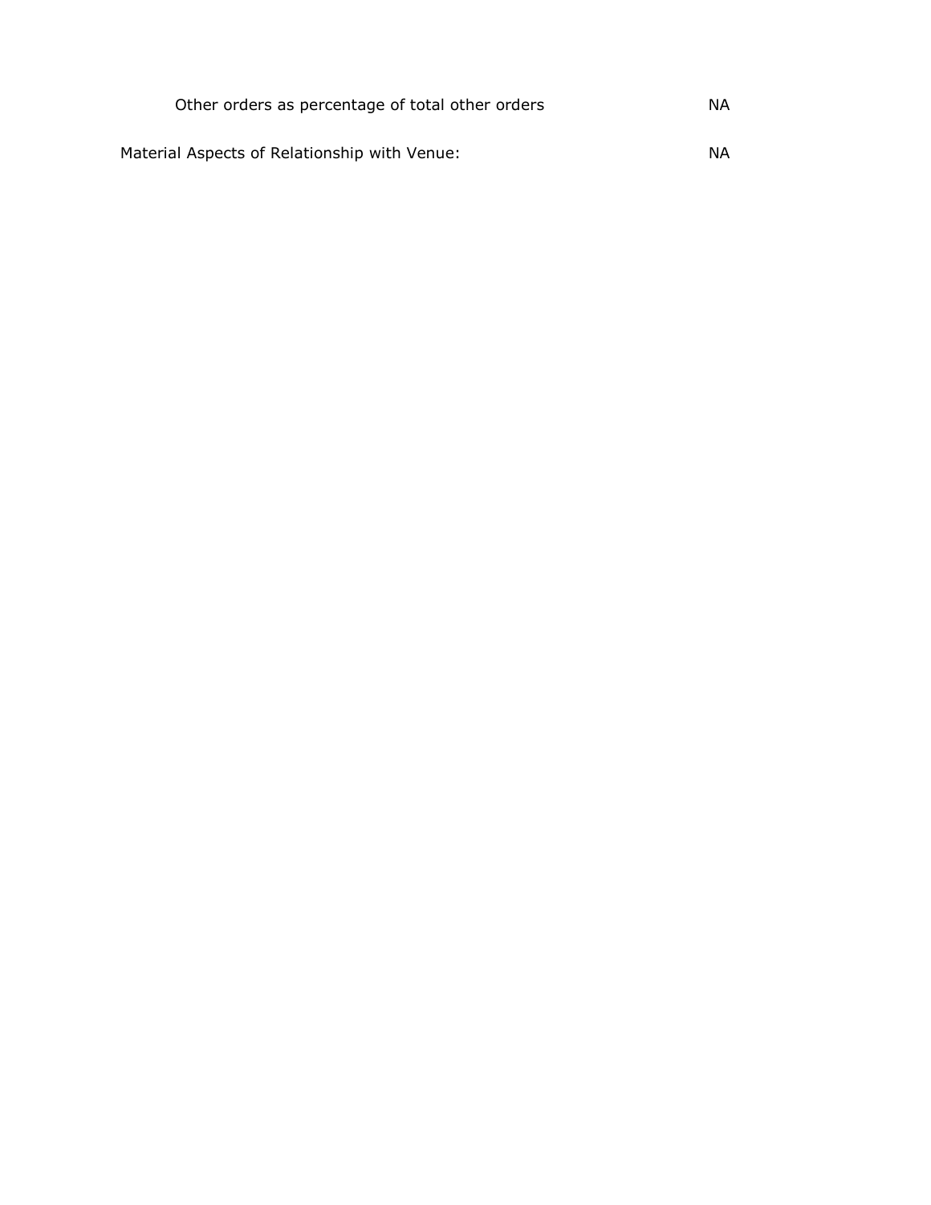| | |
|---|---|
| Other orders as percentage of total other orders | NA |
| Material Aspects of Relationship with Venue: | NA |